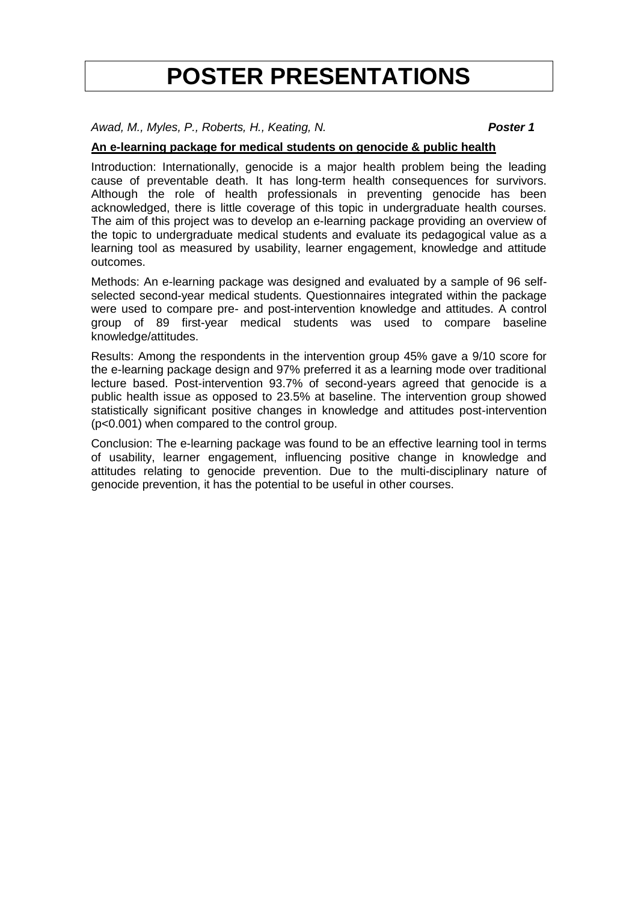# POSTER PRESENTATIONS

*Awad, M., Myles, P., Roberts, H., Keating, N.* ***Poster 1***

**An e-learning package for medical students on genocide & public health**

Introduction: Internationally, genocide is a major health problem being the leading cause of preventable death. It has long-term health consequences for survivors. Although the role of health professionals in preventing genocide has been acknowledged, there is little coverage of this topic in undergraduate health courses. The aim of this project was to develop an e-learning package providing an overview of the topic to undergraduate medical students and evaluate its pedagogical value as a learning tool as measured by usability, learner engagement, knowledge and attitude outcomes.

Methods: An e-learning package was designed and evaluated by a sample of 96 self-selected second-year medical students. Questionnaires integrated within the package were used to compare pre- and post-intervention knowledge and attitudes. A control group of 89 first-year medical students was used to compare baseline knowledge/attitudes.

Results: Among the respondents in the intervention group 45% gave a 9/10 score for the e-learning package design and 97% preferred it as a learning mode over traditional lecture based. Post-intervention 93.7% of second-years agreed that genocide is a public health issue as opposed to 23.5% at baseline. The intervention group showed statistically significant positive changes in knowledge and attitudes post-intervention ($p<0.001$) when compared to the control group.

Conclusion: The e-learning package was found to be an effective learning tool in terms of usability, learner engagement, influencing positive change in knowledge and attitudes relating to genocide prevention. Due to the multi-disciplinary nature of genocide prevention, it has the potential to be useful in other courses.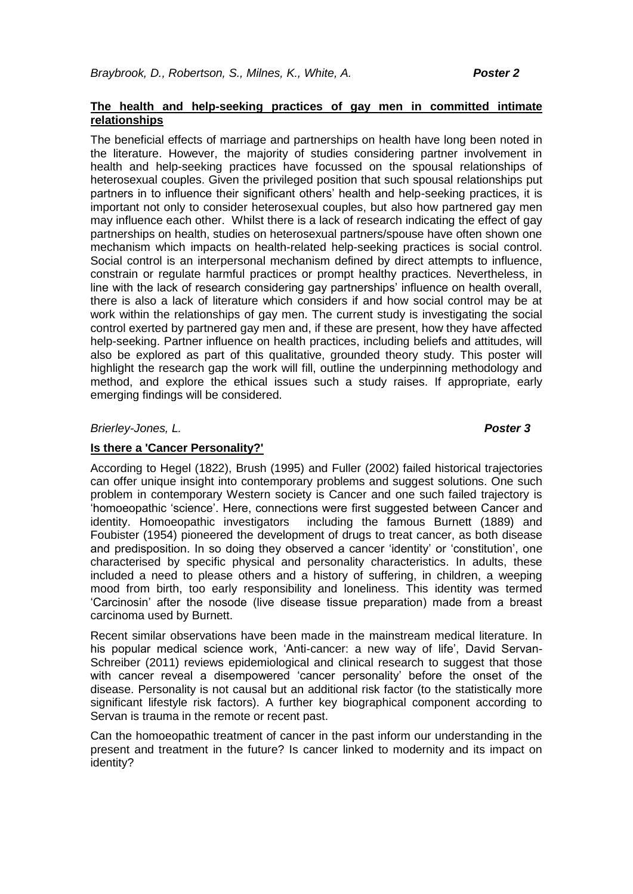*Braybrook, D., Robertson, S., Milnes, K., White, A.* ***Poster 2***

**The health and help-seeking practices of gay men in committed intimate relationships**

The beneficial effects of marriage and partnerships on health have long been noted in the literature. However, the majority of studies considering partner involvement in health and help-seeking practices have focussed on the spousal relationships of heterosexual couples. Given the privileged position that such spousal relationships put partners in to influence their significant others' health and help-seeking practices, it is important not only to consider heterosexual couples, but also how partnered gay men may influence each other. Whilst there is a lack of research indicating the effect of gay partnerships on health, studies on heterosexual partners/spouse have often shown one mechanism which impacts on health-related help-seeking practices is social control. Social control is an interpersonal mechanism defined by direct attempts to influence, constrain or regulate harmful practices or prompt healthy practices. Nevertheless, in line with the lack of research considering gay partnerships' influence on health overall, there is also a lack of literature which considers if and how social control may be at work within the relationships of gay men. The current study is investigating the social control exerted by partnered gay men and, if these are present, how they have affected help-seeking. Partner influence on health practices, including beliefs and attitudes, will also be explored as part of this qualitative, grounded theory study. This poster will highlight the research gap the work will fill, outline the underpinning methodology and method, and explore the ethical issues such a study raises. If appropriate, early emerging findings will be considered.

*Brierley-Jones, L.* ***Poster 3***

**Is there a 'Cancer Personality?'**

According to Hegel (1822), Brush (1995) and Fuller (2002) failed historical trajectories can offer unique insight into contemporary problems and suggest solutions. One such problem in contemporary Western society is Cancer and one such failed trajectory is 'homoeopathic 'science'. Here, connections were first suggested between Cancer and identity. Homoeopathic investigators including the famous Burnett (1889) and Foubister (1954) pioneered the development of drugs to treat cancer, as both disease and predisposition. In so doing they observed a cancer 'identity' or 'constitution', one characterised by specific physical and personality characteristics. In adults, these included a need to please others and a history of suffering, in children, a weeping mood from birth, too early responsibility and loneliness. This identity was termed 'Carcinosin' after the nosode (live disease tissue preparation) made from a breast carcinoma used by Burnett.

Recent similar observations have been made in the mainstream medical literature. In his popular medical science work, 'Anti-cancer: a new way of life', David Servan-Schreiber (2011) reviews epidemiological and clinical research to suggest that those with cancer reveal a disempowered 'cancer personality' before the onset of the disease. Personality is not causal but an additional risk factor (to the statistically more significant lifestyle risk factors). A further key biographical component according to Servan is trauma in the remote or recent past.

Can the homoeopathic treatment of cancer in the past inform our understanding in the present and treatment in the future? Is cancer linked to modernity and its impact on identity?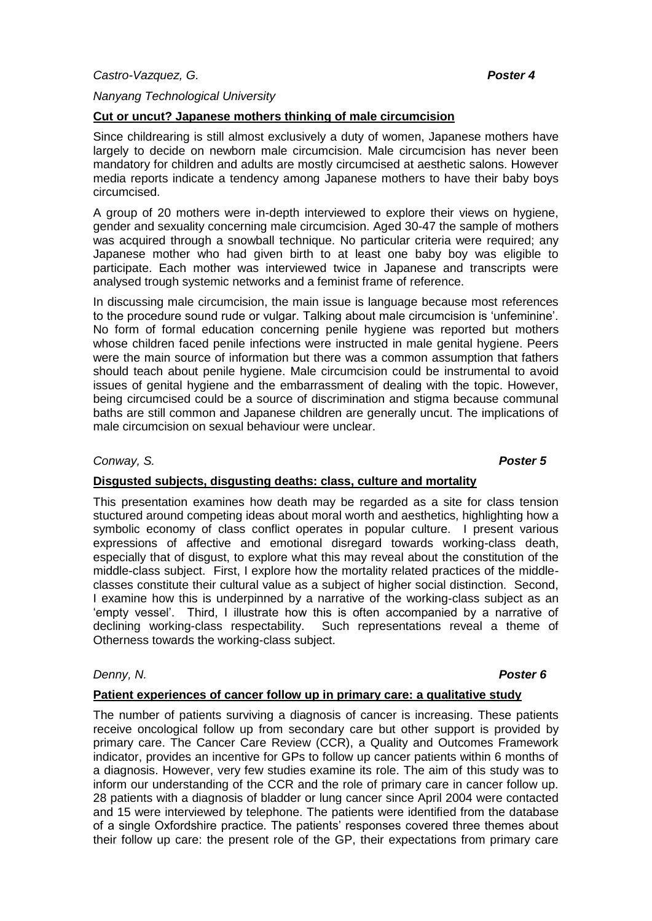*Castro-Vazquez, G.* ***Poster 4***

*Nanyang Technological University*

**Cut or uncut? Japanese mothers thinking of male circumcision**

Since childrearing is still almost exclusively a duty of women, Japanese mothers have largely to decide on newborn male circumcision. Male circumcision has never been mandatory for children and adults are mostly circumcised at aesthetic salons. However media reports indicate a tendency among Japanese mothers to have their baby boys circumcised.

A group of 20 mothers were in-depth interviewed to explore their views on hygiene, gender and sexuality concerning male circumcision. Aged 30-47 the sample of mothers was acquired through a snowball technique. No particular criteria were required; any Japanese mother who had given birth to at least one baby boy was eligible to participate. Each mother was interviewed twice in Japanese and transcripts were analysed trough systemic networks and a feminist frame of reference.

In discussing male circumcision, the main issue is language because most references to the procedure sound rude or vulgar. Talking about male circumcision is 'unfeminine'. No form of formal education concerning penile hygiene was reported but mothers whose children faced penile infections were instructed in male genital hygiene. Peers were the main source of information but there was a common assumption that fathers should teach about penile hygiene. Male circumcision could be instrumental to avoid issues of genital hygiene and the embarrassment of dealing with the topic. However, being circumcised could be a source of discrimination and stigma because communal baths are still common and Japanese children are generally uncut. The implications of male circumcision on sexual behaviour were unclear.

*Conway, S.* ***Poster 5***

**Disgusted subjects, disgusting deaths: class, culture and mortality**

This presentation examines how death may be regarded as a site for class tension stuctured around competing ideas about moral worth and aesthetics, highlighting how a symbolic economy of class conflict operates in popular culture. I present various expressions of affective and emotional disregard towards working-class death, especially that of disgust, to explore what this may reveal about the constitution of the middle-class subject. First, I explore how the mortality related practices of the middle-classes constitute their cultural value as a subject of higher social distinction. Second, I examine how this is underpinned by a narrative of the working-class subject as an 'empty vessel'. Third, I illustrate how this is often accompanied by a narrative of declining working-class respectability. Such representations reveal a theme of Otherness towards the working-class subject.

*Denny, N.* ***Poster 6***

**Patient experiences of cancer follow up in primary care: a qualitative study**

The number of patients surviving a diagnosis of cancer is increasing. These patients receive oncological follow up from secondary care but other support is provided by primary care. The Cancer Care Review (CCR), a Quality and Outcomes Framework indicator, provides an incentive for GPs to follow up cancer patients within 6 months of a diagnosis. However, very few studies examine its role. The aim of this study was to inform our understanding of the CCR and the role of primary care in cancer follow up. 28 patients with a diagnosis of bladder or lung cancer since April 2004 were contacted and 15 were interviewed by telephone. The patients were identified from the database of a single Oxfordshire practice. The patients' responses covered three themes about their follow up care: the present role of the GP, their expectations from primary care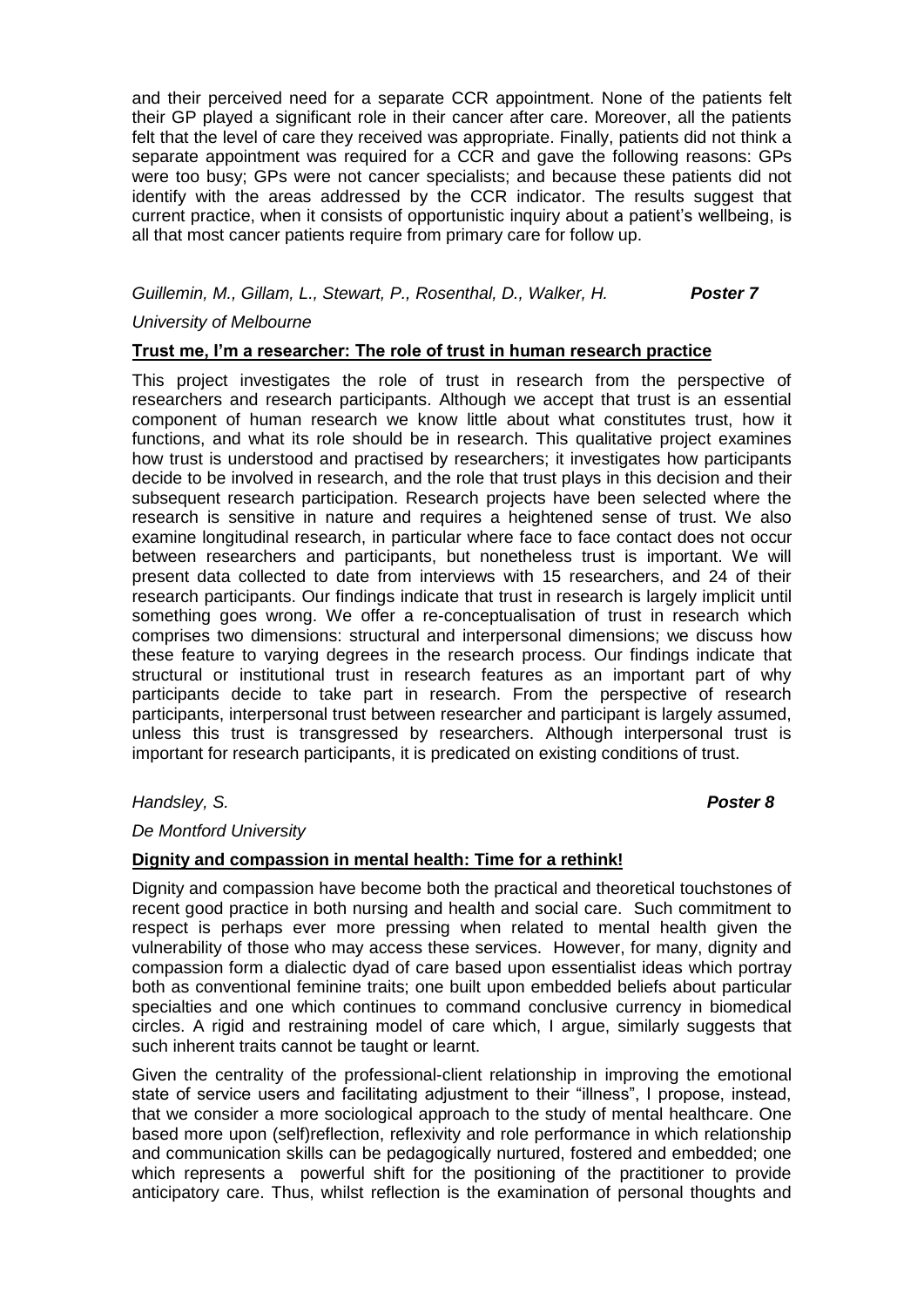and their perceived need for a separate CCR appointment. None of the patients felt their GP played a significant role in their cancer after care. Moreover, all the patients felt that the level of care they received was appropriate. Finally, patients did not think a separate appointment was required for a CCR and gave the following reasons: GPs were too busy; GPs were not cancer specialists; and because these patients did not identify with the areas addressed by the CCR indicator. The results suggest that current practice, when it consists of opportunistic inquiry about a patient's wellbeing, is all that most cancer patients require from primary care for follow up.

*Guillemin, M., Gillam, L., Stewart, P., Rosenthal, D., Walker, H.* ***Poster 7***

*University of Melbourne*

**Trust me, I'm a researcher: The role of trust in human research practice**

This project investigates the role of trust in research from the perspective of researchers and research participants. Although we accept that trust is an essential component of human research we know little about what constitutes trust, how it functions, and what its role should be in research. This qualitative project examines how trust is understood and practised by researchers; it investigates how participants decide to be involved in research, and the role that trust plays in this decision and their subsequent research participation. Research projects have been selected where the research is sensitive in nature and requires a heightened sense of trust. We also examine longitudinal research, in particular where face to face contact does not occur between researchers and participants, but nonetheless trust is important. We will present data collected to date from interviews with 15 researchers, and 24 of their research participants. Our findings indicate that trust in research is largely implicit until something goes wrong. We offer a re-conceptualisation of trust in research which comprises two dimensions: structural and interpersonal dimensions; we discuss how these feature to varying degrees in the research process. Our findings indicate that structural or institutional trust in research features as an important part of why participants decide to take part in research. From the perspective of research participants, interpersonal trust between researcher and participant is largely assumed, unless this trust is transgressed by researchers. Although interpersonal trust is important for research participants, it is predicated on existing conditions of trust.

*Handsley, S.* ***Poster 8***

*De Montford University*

**Dignity and compassion in mental health: Time for a rethink!**

Dignity and compassion have become both the practical and theoretical touchstones of recent good practice in both nursing and health and social care. Such commitment to respect is perhaps ever more pressing when related to mental health given the vulnerability of those who may access these services. However, for many, dignity and compassion form a dialectic dyad of care based upon essentialist ideas which portray both as conventional feminine traits; one built upon embedded beliefs about particular specialties and one which continues to command conclusive currency in biomedical circles. A rigid and restraining model of care which, I argue, similarly suggests that such inherent traits cannot be taught or learnt.

Given the centrality of the professional-client relationship in improving the emotional state of service users and facilitating adjustment to their "illness", I propose, instead, that we consider a more sociological approach to the study of mental healthcare. One based more upon (self)reflection, reflexivity and role performance in which relationship and communication skills can be pedagogically nurtured, fostered and embedded; one which represents a powerful shift for the positioning of the practitioner to provide anticipatory care. Thus, whilst reflection is the examination of personal thoughts and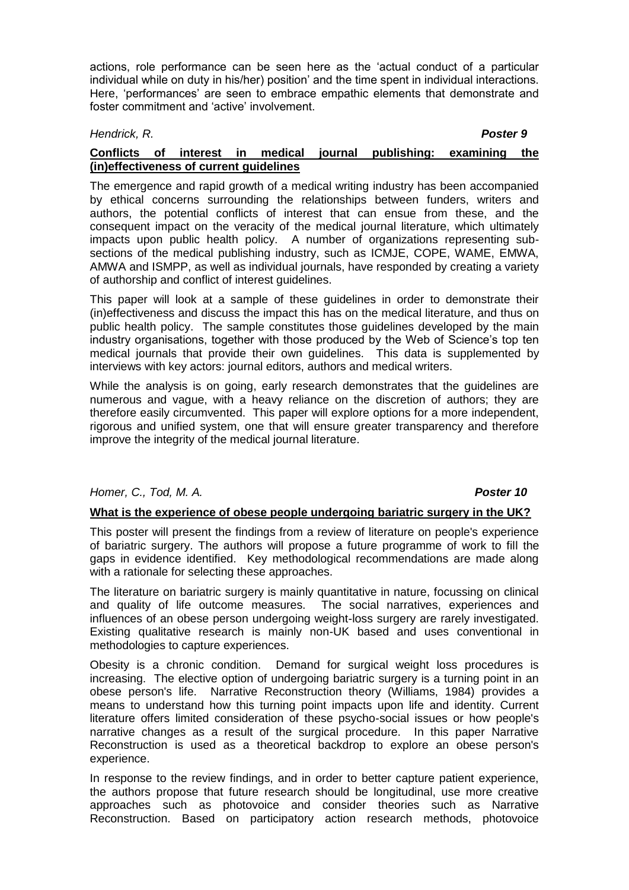actions, role performance can be seen here as the 'actual conduct of a particular individual while on duty in his/her) position' and the time spent in individual interactions. Here, 'performances' are seen to embrace empathic elements that demonstrate and foster commitment and 'active' involvement.

*Hendrick, R.* ***Poster 9***

**Conflicts of interest in medical journal publishing: examining the (in)effectiveness of current guidelines**

The emergence and rapid growth of a medical writing industry has been accompanied by ethical concerns surrounding the relationships between funders, writers and authors, the potential conflicts of interest that can ensue from these, and the consequent impact on the veracity of the medical journal literature, which ultimately impacts upon public health policy. A number of organizations representing sub-sections of the medical publishing industry, such as ICMJE, COPE, WAME, EMWA, AMWA and ISMPP, as well as individual journals, have responded by creating a variety of authorship and conflict of interest guidelines.

This paper will look at a sample of these guidelines in order to demonstrate their (in)effectiveness and discuss the impact this has on the medical literature, and thus on public health policy. The sample constitutes those guidelines developed by the main industry organisations, together with those produced by the Web of Science's top ten medical journals that provide their own guidelines. This data is supplemented by interviews with key actors: journal editors, authors and medical writers.

While the analysis is on going, early research demonstrates that the guidelines are numerous and vague, with a heavy reliance on the discretion of authors; they are therefore easily circumvented. This paper will explore options for a more independent, rigorous and unified system, one that will ensure greater transparency and therefore improve the integrity of the medical journal literature.

*Homer, C., Tod, M. A.* ***Poster 10***

**What is the experience of obese people undergoing bariatric surgery in the UK?**

This poster will present the findings from a review of literature on people's experience of bariatric surgery. The authors will propose a future programme of work to fill the gaps in evidence identified. Key methodological recommendations are made along with a rationale for selecting these approaches.

The literature on bariatric surgery is mainly quantitative in nature, focussing on clinical and quality of life outcome measures. The social narratives, experiences and influences of an obese person undergoing weight-loss surgery are rarely investigated. Existing qualitative research is mainly non-UK based and uses conventional in methodologies to capture experiences.

Obesity is a chronic condition. Demand for surgical weight loss procedures is increasing. The elective option of undergoing bariatric surgery is a turning point in an obese person's life. Narrative Reconstruction theory (Williams, 1984) provides a means to understand how this turning point impacts upon life and identity. Current literature offers limited consideration of these psycho-social issues or how people's narrative changes as a result of the surgical procedure. In this paper Narrative Reconstruction is used as a theoretical backdrop to explore an obese person's experience.

In response to the review findings, and in order to better capture patient experience, the authors propose that future research should be longitudinal, use more creative approaches such as photovoice and consider theories such as Narrative Reconstruction. Based on participatory action research methods, photovoice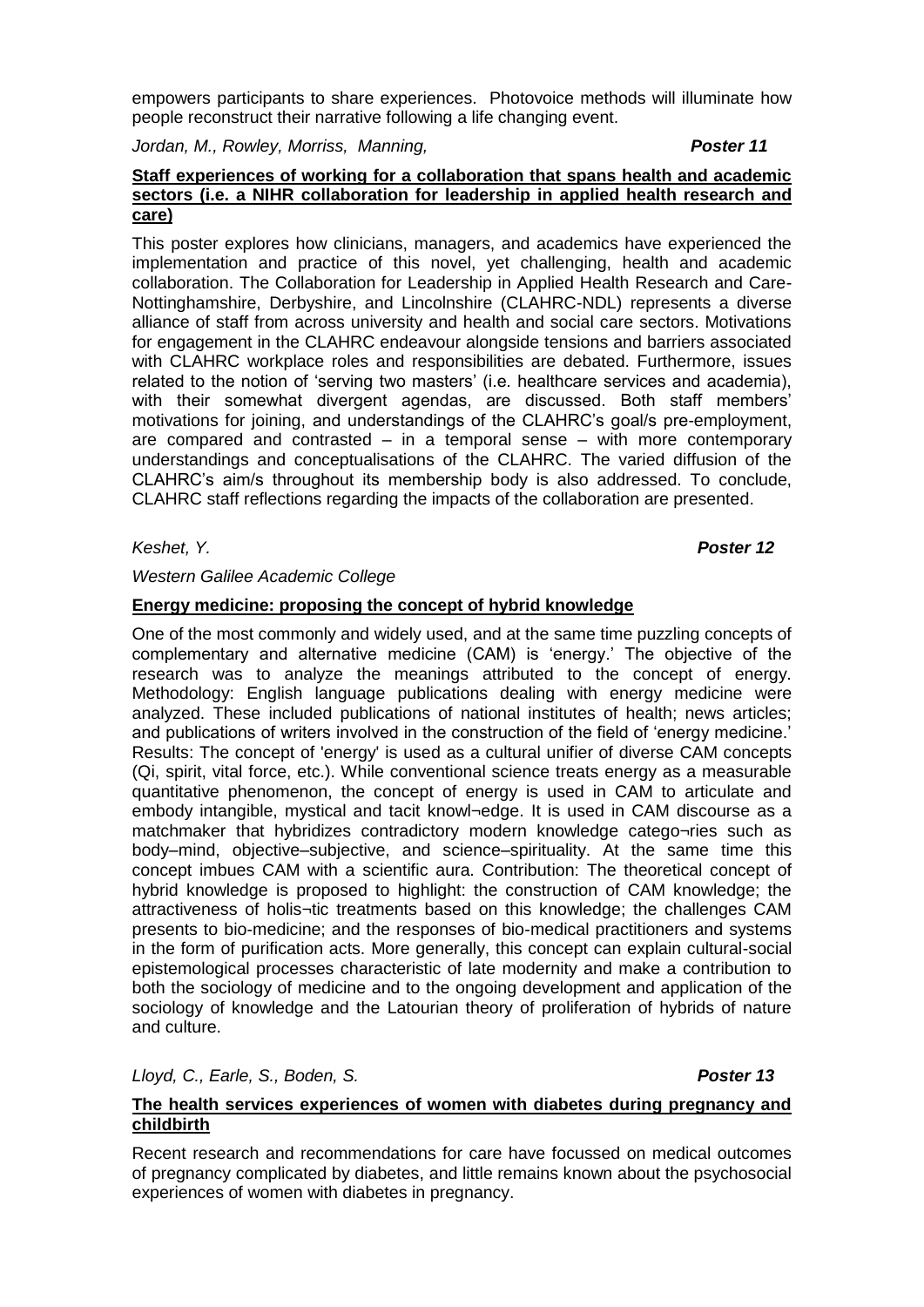empowers participants to share experiences. Photovoice methods will illuminate how people reconstruct their narrative following a life changing event.

*Jordan, M., Rowley, Morriss, Manning,* ***Poster 11***

**Staff experiences of working for a collaboration that spans health and academic sectors (i.e. a NIHR collaboration for leadership in applied health research and care)**

This poster explores how clinicians, managers, and academics have experienced the implementation and practice of this novel, yet challenging, health and academic collaboration. The Collaboration for Leadership in Applied Health Research and Care-Nottinghamshire, Derbyshire, and Lincolnshire (CLAHRC-NDL) represents a diverse alliance of staff from across university and health and social care sectors. Motivations for engagement in the CLAHRC endeavour alongside tensions and barriers associated with CLAHRC workplace roles and responsibilities are debated. Furthermore, issues related to the notion of 'serving two masters' (i.e. healthcare services and academia), with their somewhat divergent agendas, are discussed. Both staff members' motivations for joining, and understandings of the CLAHRC's goal/s pre-employment, are compared and contrasted – in a temporal sense – with more contemporary understandings and conceptualisations of the CLAHRC. The varied diffusion of the CLAHRC's aim/s throughout its membership body is also addressed. To conclude, CLAHRC staff reflections regarding the impacts of the collaboration are presented.

*Keshet, Y.* ***Poster 12***

*Western Galilee Academic College*

**Energy medicine: proposing the concept of hybrid knowledge**

One of the most commonly and widely used, and at the same time puzzling concepts of complementary and alternative medicine (CAM) is 'energy.' The objective of the research was to analyze the meanings attributed to the concept of energy. Methodology: English language publications dealing with energy medicine were analyzed. These included publications of national institutes of health; news articles; and publications of writers involved in the construction of the field of 'energy medicine.' Results: The concept of 'energy' is used as a cultural unifier of diverse CAM concepts (Qi, spirit, vital force, etc.). While conventional science treats energy as a measurable quantitative phenomenon, the concept of energy is used in CAM to articulate and embody intangible, mystical and tacit knowl¬edge. It is used in CAM discourse as a matchmaker that hybridizes contradictory modern knowledge catego¬ries such as body–mind, objective–subjective, and science–spirituality. At the same time this concept imbues CAM with a scientific aura. Contribution: The theoretical concept of hybrid knowledge is proposed to highlight: the construction of CAM knowledge; the attractiveness of holis¬tic treatments based on this knowledge; the challenges CAM presents to bio-medicine; and the responses of bio-medical practitioners and systems in the form of purification acts. More generally, this concept can explain cultural-social epistemological processes characteristic of late modernity and make a contribution to both the sociology of medicine and to the ongoing development and application of the sociology of knowledge and the Latourian theory of proliferation of hybrids of nature and culture.

*Lloyd, C., Earle, S., Boden, S.* ***Poster 13***

**The health services experiences of women with diabetes during pregnancy and childbirth**

Recent research and recommendations for care have focussed on medical outcomes of pregnancy complicated by diabetes, and little remains known about the psychosocial experiences of women with diabetes in pregnancy.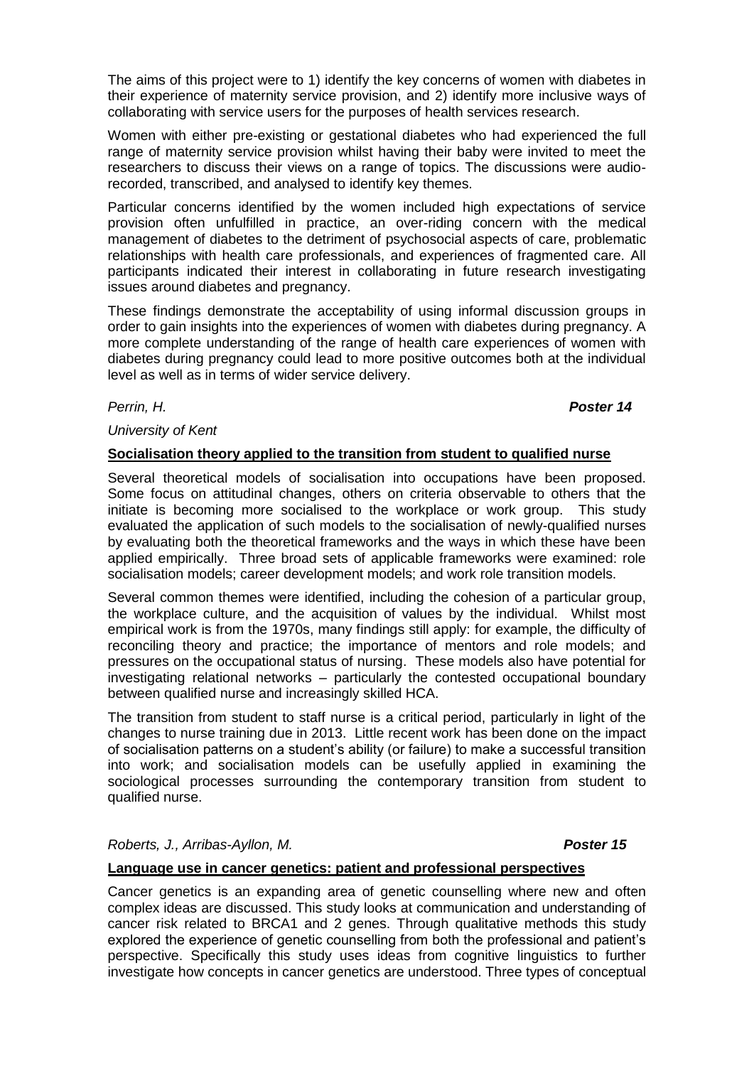The aims of this project were to 1) identify the key concerns of women with diabetes in their experience of maternity service provision, and 2) identify more inclusive ways of collaborating with service users for the purposes of health services research.

Women with either pre-existing or gestational diabetes who had experienced the full range of maternity service provision whilst having their baby were invited to meet the researchers to discuss their views on a range of topics. The discussions were audio-recorded, transcribed, and analysed to identify key themes.

Particular concerns identified by the women included high expectations of service provision often unfulfilled in practice, an over-riding concern with the medical management of diabetes to the detriment of psychosocial aspects of care, problematic relationships with health care professionals, and experiences of fragmented care. All participants indicated their interest in collaborating in future research investigating issues around diabetes and pregnancy.

These findings demonstrate the acceptability of using informal discussion groups in order to gain insights into the experiences of women with diabetes during pregnancy. A more complete understanding of the range of health care experiences of women with diabetes during pregnancy could lead to more positive outcomes both at the individual level as well as in terms of wider service delivery.

*Perrin, H.* ***Poster 14***

*University of Kent*

**Socialisation theory applied to the transition from student to qualified nurse**

Several theoretical models of socialisation into occupations have been proposed. Some focus on attitudinal changes, others on criteria observable to others that the initiate is becoming more socialised to the workplace or work group. This study evaluated the application of such models to the socialisation of newly-qualified nurses by evaluating both the theoretical frameworks and the ways in which these have been applied empirically. Three broad sets of applicable frameworks were examined: role socialisation models; career development models; and work role transition models.

Several common themes were identified, including the cohesion of a particular group, the workplace culture, and the acquisition of values by the individual. Whilst most empirical work is from the 1970s, many findings still apply: for example, the difficulty of reconciling theory and practice; the importance of mentors and role models; and pressures on the occupational status of nursing. These models also have potential for investigating relational networks – particularly the contested occupational boundary between qualified nurse and increasingly skilled HCA.

The transition from student to staff nurse is a critical period, particularly in light of the changes to nurse training due in 2013. Little recent work has been done on the impact of socialisation patterns on a student's ability (or failure) to make a successful transition into work; and socialisation models can be usefully applied in examining the sociological processes surrounding the contemporary transition from student to qualified nurse.

*Roberts, J., Arribas-Ayllon, M.* ***Poster 15***

**Language use in cancer genetics: patient and professional perspectives**

Cancer genetics is an expanding area of genetic counselling where new and often complex ideas are discussed. This study looks at communication and understanding of cancer risk related to BRCA1 and 2 genes. Through qualitative methods this study explored the experience of genetic counselling from both the professional and patient's perspective. Specifically this study uses ideas from cognitive linguistics to further investigate how concepts in cancer genetics are understood. Three types of conceptual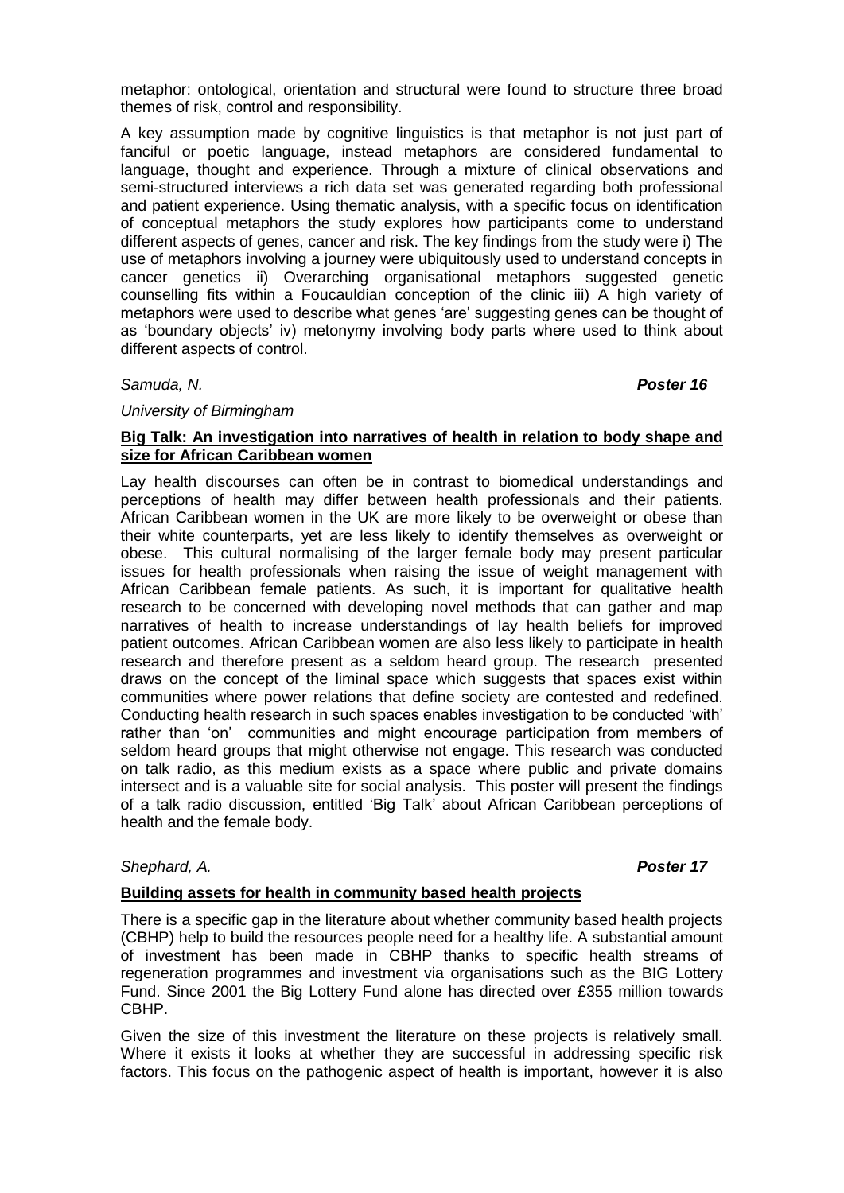metaphor: ontological, orientation and structural were found to structure three broad themes of risk, control and responsibility.

A key assumption made by cognitive linguistics is that metaphor is not just part of fanciful or poetic language, instead metaphors are considered fundamental to language, thought and experience. Through a mixture of clinical observations and semi-structured interviews a rich data set was generated regarding both professional and patient experience. Using thematic analysis, with a specific focus on identification of conceptual metaphors the study explores how participants come to understand different aspects of genes, cancer and risk. The key findings from the study were i) The use of metaphors involving a journey were ubiquitously used to understand concepts in cancer genetics ii) Overarching organisational metaphors suggested genetic counselling fits within a Foucauldian conception of the clinic iii) A high variety of metaphors were used to describe what genes 'are' suggesting genes can be thought of as 'boundary objects' iv) metonymy involving body parts where used to think about different aspects of control.

*Samuda, N.* ***Poster 16***

*University of Birmingham*

**Big Talk: An investigation into narratives of health in relation to body shape and size for African Caribbean women**

Lay health discourses can often be in contrast to biomedical understandings and perceptions of health may differ between health professionals and their patients. African Caribbean women in the UK are more likely to be overweight or obese than their white counterparts, yet are less likely to identify themselves as overweight or obese. This cultural normalising of the larger female body may present particular issues for health professionals when raising the issue of weight management with African Caribbean female patients. As such, it is important for qualitative health research to be concerned with developing novel methods that can gather and map narratives of health to increase understandings of lay health beliefs for improved patient outcomes. African Caribbean women are also less likely to participate in health research and therefore present as a seldom heard group. The research presented draws on the concept of the liminal space which suggests that spaces exist within communities where power relations that define society are contested and redefined. Conducting health research in such spaces enables investigation to be conducted 'with' rather than 'on' communities and might encourage participation from members of seldom heard groups that might otherwise not engage. This research was conducted on talk radio, as this medium exists as a space where public and private domains intersect and is a valuable site for social analysis. This poster will present the findings of a talk radio discussion, entitled 'Big Talk' about African Caribbean perceptions of health and the female body.

*Shephard, A.* ***Poster 17***

**Building assets for health in community based health projects**

There is a specific gap in the literature about whether community based health projects (CBHP) help to build the resources people need for a healthy life. A substantial amount of investment has been made in CBHP thanks to specific health streams of regeneration programmes and investment via organisations such as the BIG Lottery Fund. Since 2001 the Big Lottery Fund alone has directed over £355 million towards CBHP.

Given the size of this investment the literature on these projects is relatively small. Where it exists it looks at whether they are successful in addressing specific risk factors. This focus on the pathogenic aspect of health is important, however it is also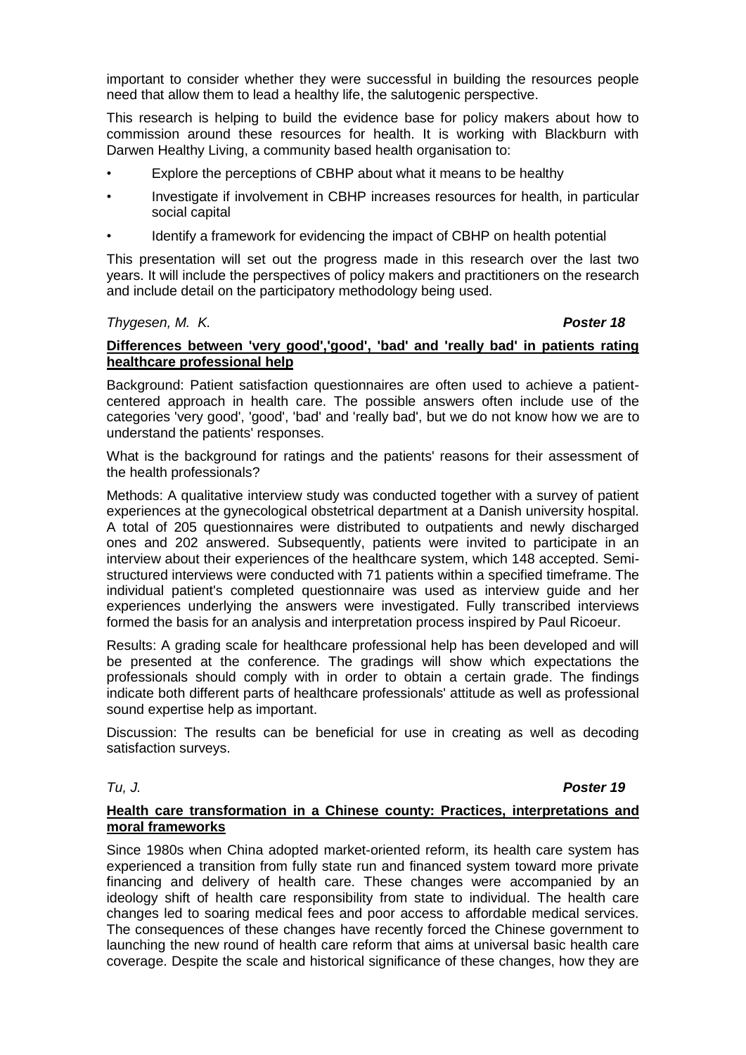important to consider whether they were successful in building the resources people need that allow them to lead a healthy life, the salutogenic perspective.

This research is helping to build the evidence base for policy makers about how to commission around these resources for health. It is working with Blackburn with Darwen Healthy Living, a community based health organisation to:

- Explore the perceptions of CBHP about what it means to be healthy
- Investigate if involvement in CBHP increases resources for health, in particular social capital
- Identify a framework for evidencing the impact of CBHP on health potential

This presentation will set out the progress made in this research over the last two years. It will include the perspectives of policy makers and practitioners on the research and include detail on the participatory methodology being used.

*Thygesen, M. K.* ***Poster 18***

**Differences between 'very good','good', 'bad' and 'really bad' in patients rating healthcare professional help**

Background: Patient satisfaction questionnaires are often used to achieve a patient-centered approach in health care. The possible answers often include use of the categories 'very good', 'good', 'bad' and 'really bad', but we do not know how we are to understand the patients' responses.

What is the background for ratings and the patients' reasons for their assessment of the health professionals?

Methods: A qualitative interview study was conducted together with a survey of patient experiences at the gynecological obstetrical department at a Danish university hospital. A total of 205 questionnaires were distributed to outpatients and newly discharged ones and 202 answered. Subsequently, patients were invited to participate in an interview about their experiences of the healthcare system, which 148 accepted. Semi-structured interviews were conducted with 71 patients within a specified timeframe. The individual patient's completed questionnaire was used as interview guide and her experiences underlying the answers were investigated. Fully transcribed interviews formed the basis for an analysis and interpretation process inspired by Paul Ricoeur.

Results: A grading scale for healthcare professional help has been developed and will be presented at the conference. The gradings will show which expectations the professionals should comply with in order to obtain a certain grade. The findings indicate both different parts of healthcare professionals' attitude as well as professional sound expertise help as important.

Discussion: The results can be beneficial for use in creating as well as decoding satisfaction surveys.

*Tu, J.* ***Poster 19***

**Health care transformation in a Chinese county: Practices, interpretations and moral frameworks**

Since 1980s when China adopted market-oriented reform, its health care system has experienced a transition from fully state run and financed system toward more private financing and delivery of health care. These changes were accompanied by an ideology shift of health care responsibility from state to individual. The health care changes led to soaring medical fees and poor access to affordable medical services. The consequences of these changes have recently forced the Chinese government to launching the new round of health care reform that aims at universal basic health care coverage. Despite the scale and historical significance of these changes, how they are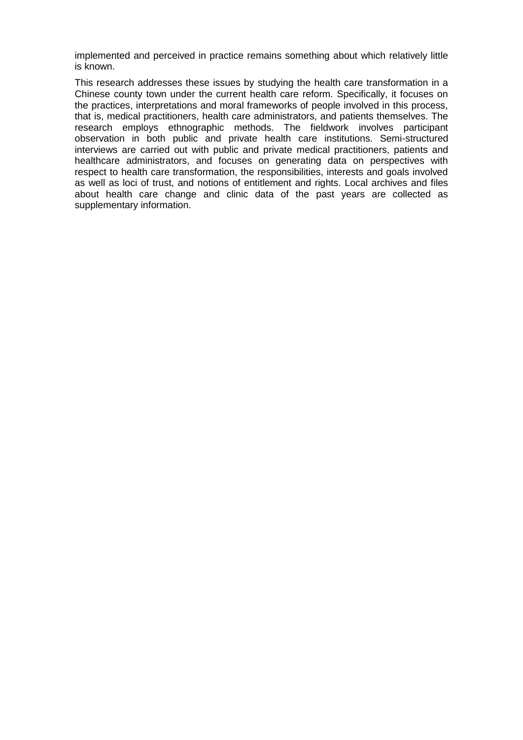implemented and perceived in practice remains something about which relatively little is known.

This research addresses these issues by studying the health care transformation in a Chinese county town under the current health care reform. Specifically, it focuses on the practices, interpretations and moral frameworks of people involved in this process, that is, medical practitioners, health care administrators, and patients themselves. The research employs ethnographic methods. The fieldwork involves participant observation in both public and private health care institutions. Semi-structured interviews are carried out with public and private medical practitioners, patients and healthcare administrators, and focuses on generating data on perspectives with respect to health care transformation, the responsibilities, interests and goals involved as well as loci of trust, and notions of entitlement and rights. Local archives and files about health care change and clinic data of the past years are collected as supplementary information.